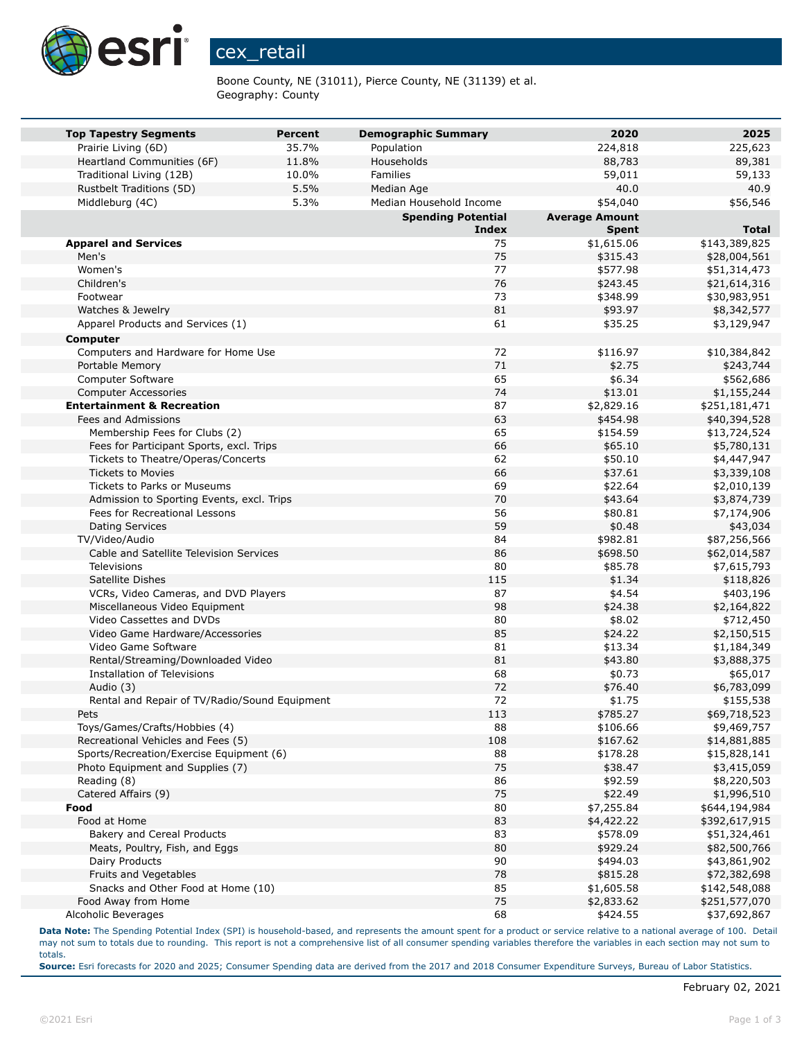# cex_retail

Boone County, NE (31011), Pierce County, NE (31139) et al.
Geography: County

| Top Tapestry Segments | Percent | Demographic Summary | 2020 | 2025 |
|---|---|---|---|---|
| Prairie Living (6D) | 35.7% | Population | 224,818 | 225,623 |
| Heartland Communities (6F) | 11.8% | Households | 88,783 | 89,381 |
| Traditional Living (12B) | 10.0% | Families | 59,011 | 59,133 |
| Rustbelt Traditions (5D) | 5.5% | Median Age | 40.0 | 40.9 |
| Middleburg (4C) | 5.3% | Median Household Income | $54,040 | $56,546 |

| | Spending Potential Index | Average Amount Spent | Total |
|---|---|---|---|
| **Apparel and Services** | 75 | $1,615.06 | $143,389,825 |
| Men's | 75 | $315.43 | $28,004,561 |
| Women's | 77 | $577.98 | $51,314,473 |
| Children's | 76 | $243.45 | $21,614,316 |
| Footwear | 73 | $348.99 | $30,983,951 |
| Watches & Jewelry | 81 | $93.97 | $8,342,577 |
| Apparel Products and Services (1) | 61 | $35.25 | $3,129,947 |
| **Computer** | | | |
| Computers and Hardware for Home Use | 72 | $116.97 | $10,384,842 |
| Portable Memory | 71 | $2.75 | $243,744 |
| Computer Software | 65 | $6.34 | $562,686 |
| Computer Accessories | 74 | $13.01 | $1,155,244 |
| **Entertainment & Recreation** | 87 | $2,829.16 | $251,181,471 |
| Fees and Admissions | 63 | $454.98 | $40,394,528 |
| Membership Fees for Clubs (2) | 65 | $154.59 | $13,724,524 |
| Fees for Participant Sports, excl. Trips | 66 | $65.10 | $5,780,131 |
| Tickets to Theatre/Operas/Concerts | 62 | $50.10 | $4,447,947 |
| Tickets to Movies | 66 | $37.61 | $3,339,108 |
| Tickets to Parks or Museums | 69 | $22.64 | $2,010,139 |
| Admission to Sporting Events, excl. Trips | 70 | $43.64 | $3,874,739 |
| Fees for Recreational Lessons | 56 | $80.81 | $7,174,906 |
| Dating Services | 59 | $0.48 | $43,034 |
| TV/Video/Audio | 84 | $982.81 | $87,256,566 |
| Cable and Satellite Television Services | 86 | $698.50 | $62,014,587 |
| Televisions | 80 | $85.78 | $7,615,793 |
| Satellite Dishes | 115 | $1.34 | $118,826 |
| VCRs, Video Cameras, and DVD Players | 87 | $4.54 | $403,196 |
| Miscellaneous Video Equipment | 98 | $24.38 | $2,164,822 |
| Video Cassettes and DVDs | 80 | $8.02 | $712,450 |
| Video Game Hardware/Accessories | 85 | $24.22 | $2,150,515 |
| Video Game Software | 81 | $13.34 | $1,184,349 |
| Rental/Streaming/Downloaded Video | 81 | $43.80 | $3,888,375 |
| Installation of Televisions | 68 | $0.73 | $65,017 |
| Audio (3) | 72 | $76.40 | $6,783,099 |
| Rental and Repair of TV/Radio/Sound Equipment | 72 | $1.75 | $155,538 |
| Pets | 113 | $785.27 | $69,718,523 |
| Toys/Games/Crafts/Hobbies (4) | 88 | $106.66 | $9,469,757 |
| Recreational Vehicles and Fees (5) | 108 | $167.62 | $14,881,885 |
| Sports/Recreation/Exercise Equipment (6) | 88 | $178.28 | $15,828,141 |
| Photo Equipment and Supplies (7) | 75 | $38.47 | $3,415,059 |
| Reading (8) | 86 | $92.59 | $8,220,503 |
| Catered Affairs (9) | 75 | $22.49 | $1,996,510 |
| **Food** | 80 | $7,255.84 | $644,194,984 |
| Food at Home | 83 | $4,422.22 | $392,617,915 |
| Bakery and Cereal Products | 83 | $578.09 | $51,324,461 |
| Meats, Poultry, Fish, and Eggs | 80 | $929.24 | $82,500,766 |
| Dairy Products | 90 | $494.03 | $43,861,902 |
| Fruits and Vegetables | 78 | $815.28 | $72,382,698 |
| Snacks and Other Food at Home (10) | 85 | $1,605.58 | $142,548,088 |
| Food Away from Home | 75 | $2,833.62 | $251,577,070 |
| Alcoholic Beverages | 68 | $424.55 | $37,692,867 |

**Data Note:** The Spending Potential Index (SPI) is household-based, and represents the amount spent for a product or service relative to a national average of 100. Detail may not sum to totals due to rounding. This report is not a comprehensive list of all consumer spending variables therefore the variables in each section may not sum to totals.

**Source:** Esri forecasts for 2020 and 2025; Consumer Spending data are derived from the 2017 and 2018 Consumer Expenditure Surveys, Bureau of Labor Statistics.

February 02, 2021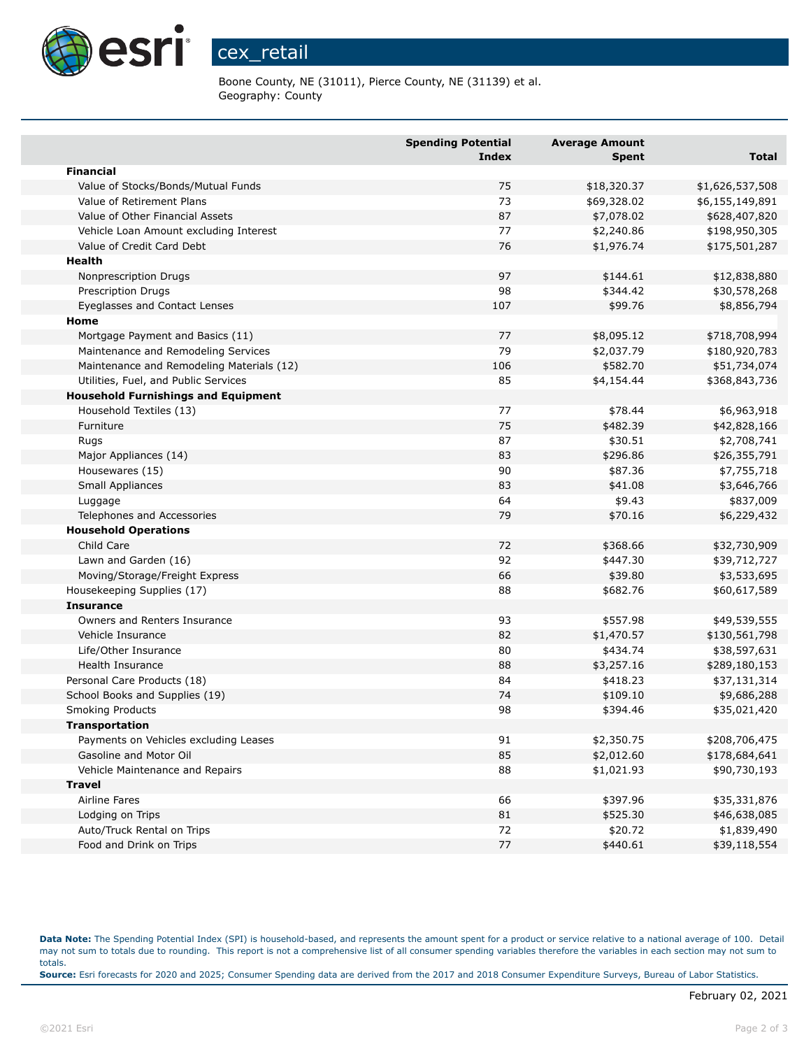# cex_retail

Boone County, NE (31011), Pierce County, NE (31139) et al.
Geography: County

| | Spending Potential Index | Average Amount Spent | Total |
|---|---|---|---|
| **Financial** | | | |
| Value of Stocks/Bonds/Mutual Funds | 75 | $18,320.37 | $1,626,537,508 |
| Value of Retirement Plans | 73 | $69,328.02 | $6,155,149,891 |
| Value of Other Financial Assets | 87 | $7,078.02 | $628,407,820 |
| Vehicle Loan Amount excluding Interest | 77 | $2,240.86 | $198,950,305 |
| Value of Credit Card Debt | 76 | $1,976.74 | $175,501,287 |
| **Health** | | | |
| Nonprescription Drugs | 97 | $144.61 | $12,838,880 |
| Prescription Drugs | 98 | $344.42 | $30,578,268 |
| Eyeglasses and Contact Lenses | 107 | $99.76 | $8,856,794 |
| **Home** | | | |
| Mortgage Payment and Basics (11) | 77 | $8,095.12 | $718,708,994 |
| Maintenance and Remodeling Services | 79 | $2,037.79 | $180,920,783 |
| Maintenance and Remodeling Materials (12) | 106 | $582.70 | $51,734,074 |
| Utilities, Fuel, and Public Services | 85 | $4,154.44 | $368,843,736 |
| **Household Furnishings and Equipment** | | | |
| Household Textiles (13) | 77 | $78.44 | $6,963,918 |
| Furniture | 75 | $482.39 | $42,828,166 |
| Rugs | 87 | $30.51 | $2,708,741 |
| Major Appliances (14) | 83 | $296.86 | $26,355,791 |
| Housewares (15) | 90 | $87.36 | $7,755,718 |
| Small Appliances | 83 | $41.08 | $3,646,766 |
| Luggage | 64 | $9.43 | $837,009 |
| Telephones and Accessories | 79 | $70.16 | $6,229,432 |
| **Household Operations** | | | |
| Child Care | 72 | $368.66 | $32,730,909 |
| Lawn and Garden (16) | 92 | $447.30 | $39,712,727 |
| Moving/Storage/Freight Express | 66 | $39.80 | $3,533,695 |
| Housekeeping Supplies (17) | 88 | $682.76 | $60,617,589 |
| **Insurance** | | | |
| Owners and Renters Insurance | 93 | $557.98 | $49,539,555 |
| Vehicle Insurance | 82 | $1,470.57 | $130,561,798 |
| Life/Other Insurance | 80 | $434.74 | $38,597,631 |
| Health Insurance | 88 | $3,257.16 | $289,180,153 |
| Personal Care Products (18) | 84 | $418.23 | $37,131,314 |
| School Books and Supplies (19) | 74 | $109.10 | $9,686,288 |
| Smoking Products | 98 | $394.46 | $35,021,420 |
| **Transportation** | | | |
| Payments on Vehicles excluding Leases | 91 | $2,350.75 | $208,706,475 |
| Gasoline and Motor Oil | 85 | $2,012.60 | $178,684,641 |
| Vehicle Maintenance and Repairs | 88 | $1,021.93 | $90,730,193 |
| **Travel** | | | |
| Airline Fares | 66 | $397.96 | $35,331,876 |
| Lodging on Trips | 81 | $525.30 | $46,638,085 |
| Auto/Truck Rental on Trips | 72 | $20.72 | $1,839,490 |
| Food and Drink on Trips | 77 | $440.61 | $39,118,554 |

**Data Note:** The Spending Potential Index (SPI) is household-based, and represents the amount spent for a product or service relative to a national average of 100. Detail may not sum to totals due to rounding. This report is not a comprehensive list of all consumer spending variables therefore the variables in each section may not sum to totals.
**Source:** Esri forecasts for 2020 and 2025; Consumer Spending data are derived from the 2017 and 2018 Consumer Expenditure Surveys, Bureau of Labor Statistics.

February 02, 2021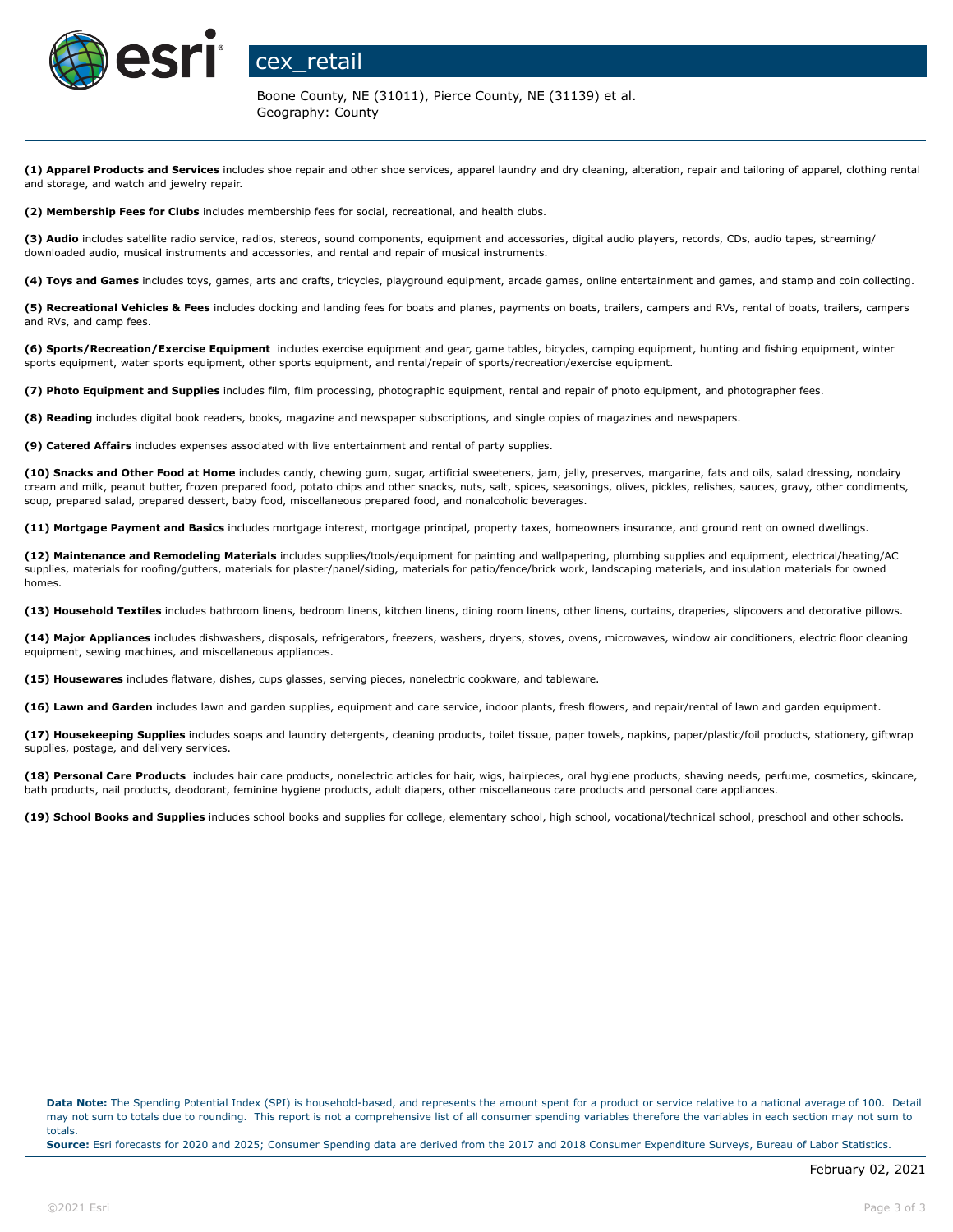# cex_retail

Boone County, NE (31011), Pierce County, NE (31139) et al.
Geography: County

**(1) Apparel Products and Services** includes shoe repair and other shoe services, apparel laundry and dry cleaning, alteration, repair and tailoring of apparel, clothing rental and storage, and watch and jewelry repair.

**(2) Membership Fees for Clubs** includes membership fees for social, recreational, and health clubs.

**(3) Audio** includes satellite radio service, radios, stereos, sound components, equipment and accessories, digital audio players, records, CDs, audio tapes, streaming/ downloaded audio, musical instruments and accessories, and rental and repair of musical instruments.

**(4) Toys and Games** includes toys, games, arts and crafts, tricycles, playground equipment, arcade games, online entertainment and games, and stamp and coin collecting.

**(5) Recreational Vehicles & Fees** includes docking and landing fees for boats and planes, payments on boats, trailers, campers and RVs, rental of boats, trailers, campers and RVs, and camp fees.

**(6) Sports/Recreation/Exercise Equipment** includes exercise equipment and gear, game tables, bicycles, camping equipment, hunting and fishing equipment, winter sports equipment, water sports equipment, other sports equipment, and rental/repair of sports/recreation/exercise equipment.

**(7) Photo Equipment and Supplies** includes film, film processing, photographic equipment, rental and repair of photo equipment, and photographer fees.

**(8) Reading** includes digital book readers, books, magazine and newspaper subscriptions, and single copies of magazines and newspapers.

**(9) Catered Affairs** includes expenses associated with live entertainment and rental of party supplies.

**(10) Snacks and Other Food at Home** includes candy, chewing gum, sugar, artificial sweeteners, jam, jelly, preserves, margarine, fats and oils, salad dressing, nondairy cream and milk, peanut butter, frozen prepared food, potato chips and other snacks, nuts, salt, spices, seasonings, olives, pickles, relishes, sauces, gravy, other condiments, soup, prepared salad, prepared dessert, baby food, miscellaneous prepared food, and nonalcoholic beverages.

**(11) Mortgage Payment and Basics** includes mortgage interest, mortgage principal, property taxes, homeowners insurance, and ground rent on owned dwellings.

**(12) Maintenance and Remodeling Materials** includes supplies/tools/equipment for painting and wallpapering, plumbing supplies and equipment, electrical/heating/AC supplies, materials for roofing/gutters, materials for plaster/panel/siding, materials for patio/fence/brick work, landscaping materials, and insulation materials for owned homes.

**(13) Household Textiles** includes bathroom linens, bedroom linens, kitchen linens, dining room linens, other linens, curtains, draperies, slipcovers and decorative pillows.

**(14) Major Appliances** includes dishwashers, disposals, refrigerators, freezers, washers, dryers, stoves, ovens, microwaves, window air conditioners, electric floor cleaning equipment, sewing machines, and miscellaneous appliances.

**(15) Housewares** includes flatware, dishes, cups glasses, serving pieces, nonelectric cookware, and tableware.

**(16) Lawn and Garden** includes lawn and garden supplies, equipment and care service, indoor plants, fresh flowers, and repair/rental of lawn and garden equipment.

**(17) Housekeeping Supplies** includes soaps and laundry detergents, cleaning products, toilet tissue, paper towels, napkins, paper/plastic/foil products, stationery, giftwrap supplies, postage, and delivery services.

**(18) Personal Care Products** includes hair care products, nonelectric articles for hair, wigs, hairpieces, oral hygiene products, shaving needs, perfume, cosmetics, skincare, bath products, nail products, deodorant, feminine hygiene products, adult diapers, other miscellaneous care products and personal care appliances.

**(19) School Books and Supplies** includes school books and supplies for college, elementary school, high school, vocational/technical school, preschool and other schools.

**Data Note:** The Spending Potential Index (SPI) is household-based, and represents the amount spent for a product or service relative to a national average of 100. Detail may not sum to totals due to rounding. This report is not a comprehensive list of all consumer spending variables therefore the variables in each section may not sum to totals.
**Source:** Esri forecasts for 2020 and 2025; Consumer Spending data are derived from the 2017 and 2018 Consumer Expenditure Surveys, Bureau of Labor Statistics.

February 02, 2021

©2021 Esri